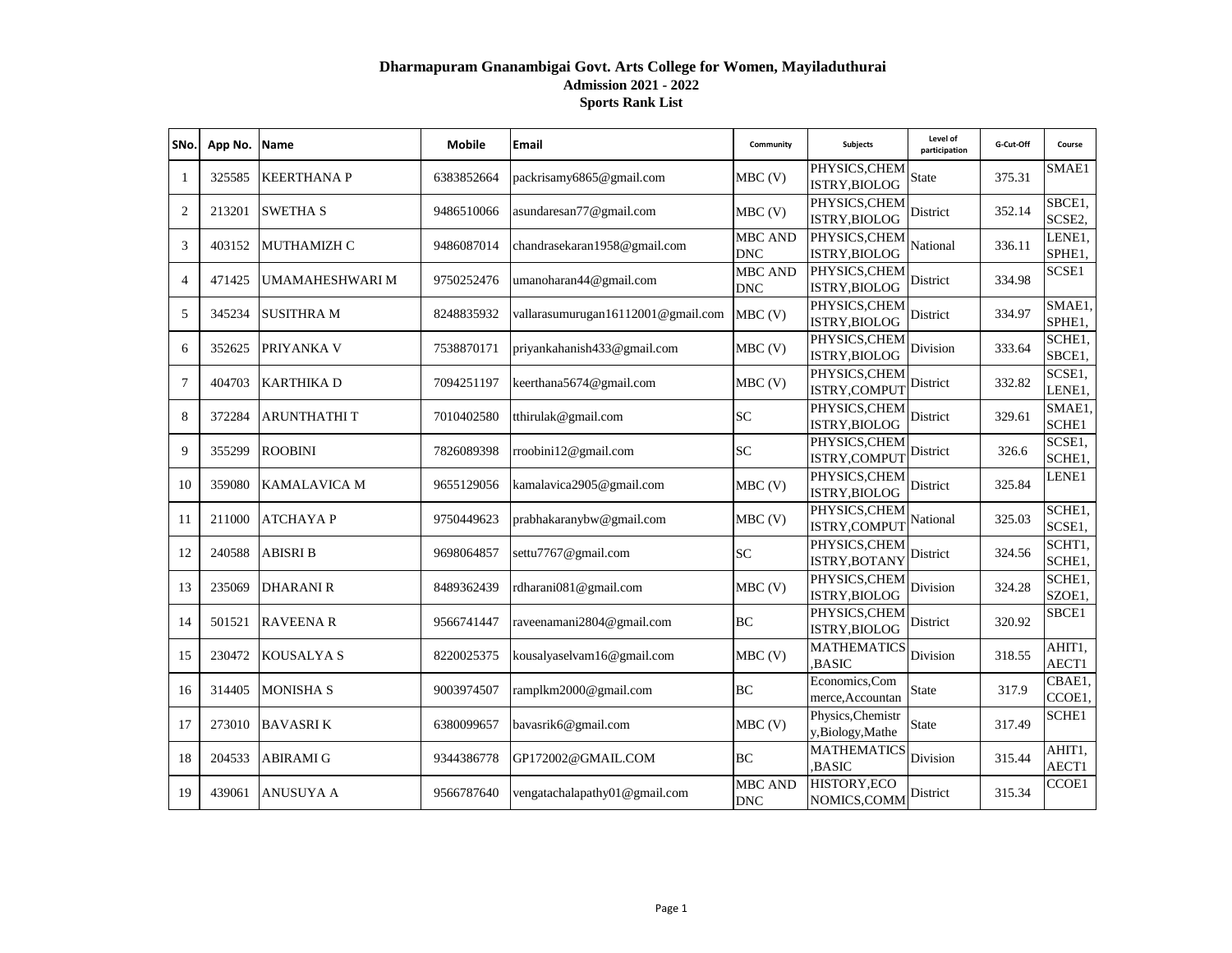# Dharmapuram Gnanambigai Govt. Arts College for Women, Mayiladuthurai

## Admission 2021 - 2022

## Sports Rank List

| SNo. | App No. | Name | Mobile | Email | Community | Subjects | Level of participation | G-Cut-Off | Course |
|---|---|---|---|---|---|---|---|---|---|
| 1 | 325585 | KEERTHANA P | 6383852664 | packrisamy6865@gmail.com | MBC (V) | PHYSICS,CHEMISTRY,BIOLOG | State | 375.31 | SMAE1 |
| 2 | 213201 | SWETHA S | 9486510066 | asundaresan77@gmail.com | MBC (V) | PHYSICS,CHEMISTRY,BIOLOG | District | 352.14 | SBCE1, SCSE2, |
| 3 | 403152 | MUTHAMIZH C | 9486087014 | chandrasekaran1958@gmail.com | MBC AND DNC | PHYSICS,CHEMISTRY,BIOLOG | National | 336.11 | LENE1, SPHE1, |
| 4 | 471425 | UMAMAHESHWARI M | 9750252476 | umanoharan44@gmail.com | MBC AND DNC | PHYSICS,CHEMISTRY,BIOLOG | District | 334.98 | SCSE1 |
| 5 | 345234 | SUSITHRA M | 8248835932 | vallarasumurugan16112001@gmail.com | MBC (V) | PHYSICS,CHEMISTRY,BIOLOG | District | 334.97 | SMAE1, SPHE1, |
| 6 | 352625 | PRIYANKA V | 7538870171 | priyankahanish433@gmail.com | MBC (V) | PHYSICS,CHEMISTRY,BIOLOG | Division | 333.64 | SCHE1, SBCE1, |
| 7 | 404703 | KARTHIKA D | 7094251197 | keerthana5674@gmail.com | MBC (V) | PHYSICS,CHEMISTRY,COMPUT | District | 332.82 | SCSE1, LENE1, |
| 8 | 372284 | ARUNTHATHI T | 7010402580 | tthirulak@gmail.com | SC | PHYSICS,CHEMISTRY,BIOLOG | District | 329.61 | SMAE1, SCHE1 |
| 9 | 355299 | ROOBINI | 7826089398 | rroobini12@gmail.com | SC | PHYSICS,CHEMISTRY,COMPUT | District | 326.6 | SCSE1, SCHE1, |
| 10 | 359080 | KAMALAVICA M | 9655129056 | kamalavica2905@gmail.com | MBC (V) | PHYSICS,CHEMISTRY,BIOLOG | District | 325.84 | LENE1 |
| 11 | 211000 | ATCHAYA P | 9750449623 | prabhakaranybw@gmail.com | MBC (V) | PHYSICS,CHEMISTRY,COMPUT | National | 325.03 | SCHE1, SCSE1, |
| 12 | 240588 | ABISRI B | 9698064857 | settu7767@gmail.com | SC | PHYSICS,CHEMISTRY,BOTANY | District | 324.56 | SCHT1, SCHE1, |
| 13 | 235069 | DHARANI R | 8489362439 | rdharani081@gmail.com | MBC (V) | PHYSICS,CHEMISTRY,BIOLOG | Division | 324.28 | SCHE1, SZOE1, |
| 14 | 501521 | RAVEENA R | 9566741447 | raveenamani2804@gmail.com | BC | PHYSICS,CHEMISTRY,BIOLOG | District | 320.92 | SBCE1 |
| 15 | 230472 | KOUSALYA S | 8220025375 | kousalyaselvam16@gmail.com | MBC (V) | MATHEMATICS,BASIC | Division | 318.55 | AHIT1, AECT1 |
| 16 | 314405 | MONISHA S | 9003974507 | ramplkm2000@gmail.com | BC | Economics,Commerce,Accountan | State | 317.9 | CBAE1, CCOE1, |
| 17 | 273010 | BAVASRI K | 6380099657 | bavasrik6@gmail.com | MBC (V) | Physics,Chemistry,Biology,Mathe | State | 317.49 | SCHE1 |
| 18 | 204533 | ABIRAMI G | 9344386778 | GP172002@GMAIL.COM | BC | MATHEMATICS,BASIC | Division | 315.44 | AHIT1, AECT1 |
| 19 | 439061 | ANUSUYA A | 9566787640 | vengatachalapathy01@gmail.com | MBC AND DNC | HISTORY,ECONOMICS,COMM | District | 315.34 | CCOE1 |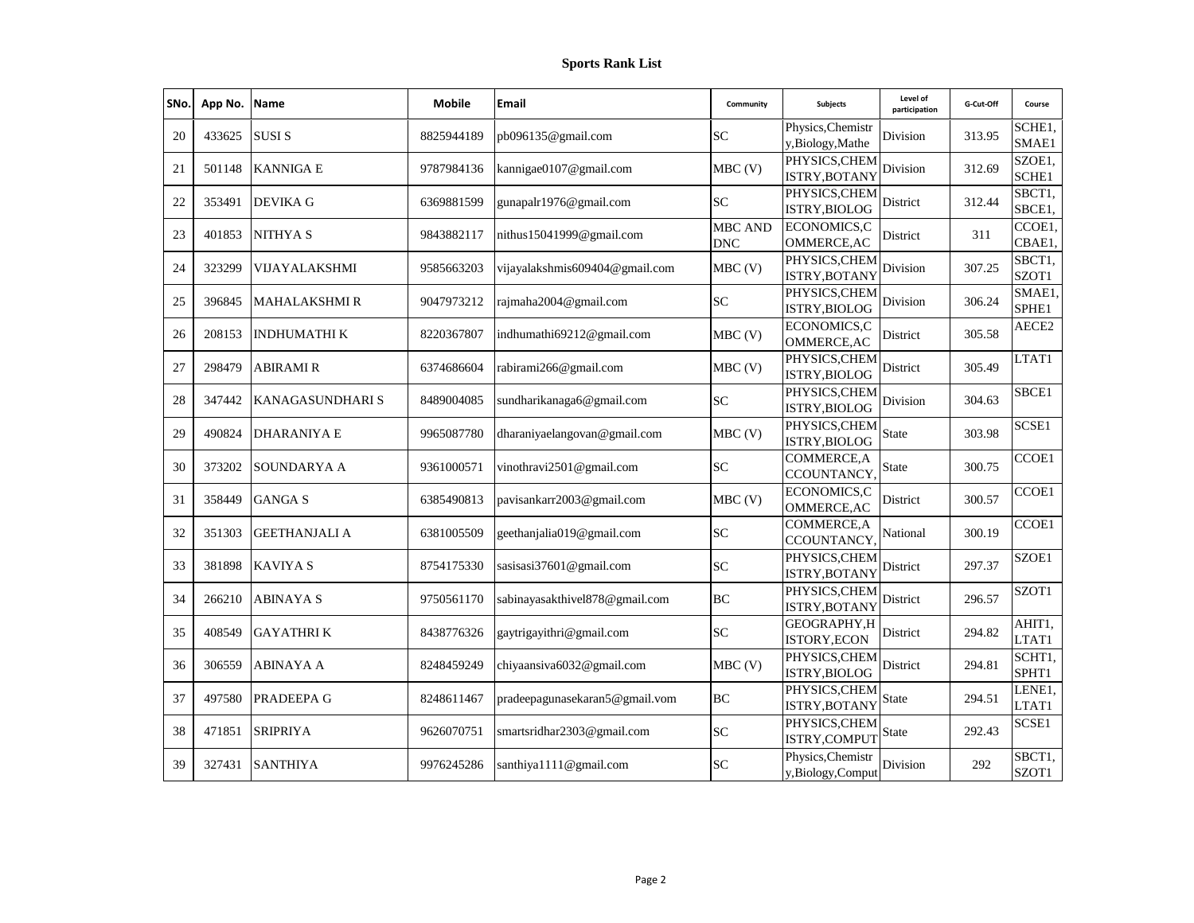# Sports Rank List

| SNo. | App No. | Name | Mobile | Email | Community | Subjects | Level of participation | G-Cut-Off | Course |
|---|---|---|---|---|---|---|---|---|---|
| 20 | 433625 | SUSI S | 8825944189 | pb096135@gmail.com | SC | Physics,Chemistry,Biology,Mathe | Division | 313.95 | SCHE1, SMAE1 |
| 21 | 501148 | KANNIGA E | 9787984136 | kannigae0107@gmail.com | MBC (V) | PHYSICS,CHEMISTRY,BOTANY | Division | 312.69 | SZOE1, SCHE1 |
| 22 | 353491 | DEVIKA G | 6369881599 | gunapalr1976@gmail.com | SC | PHYSICS,CHEMISTRY,BIOLOG | District | 312.44 | SBCT1, SBCE1, |
| 23 | 401853 | NITHYA S | 9843882117 | nithus15041999@gmail.com | MBC AND DNC | ECONOMICS,COMMERCE,AC | District | 311 | CCOE1, CBAE1, |
| 24 | 323299 | VIJAYALAKSHMI | 9585663203 | vijayalakshmis609404@gmail.com | MBC (V) | PHYSICS,CHEMISTRY,BOTANY | Division | 307.25 | SBCT1, SZOT1 |
| 25 | 396845 | MAHALAKSHMI R | 9047973212 | rajmaha2004@gmail.com | SC | PHYSICS,CHEMISTRY,BIOLOG | Division | 306.24 | SMAE1, SPHE1 |
| 26 | 208153 | INDHUMATHI K | 8220367807 | indhumathi69212@gmail.com | MBC (V) | ECONOMICS,COMMERCE,AC | District | 305.58 | AECE2 |
| 27 | 298479 | ABIRAMI R | 6374686604 | rabirami266@gmail.com | MBC (V) | PHYSICS,CHEMISTRY,BIOLOG | District | 305.49 | LTAT1 |
| 28 | 347442 | KANAGASUNDHARI S | 8489004085 | sundharikanaga6@gmail.com | SC | PHYSICS,CHEMISTRY,BIOLOG | Division | 304.63 | SBCE1 |
| 29 | 490824 | DHARANIYA E | 9965087780 | dharaniyaelangovan@gmail.com | MBC (V) | PHYSICS,CHEMISTRY,BIOLOG | State | 303.98 | SCSE1 |
| 30 | 373202 | SOUNDARYA A | 9361000571 | vinothravi2501@gmail.com | SC | COMMERCE,ACCOUNTANCY, | State | 300.75 | CCOE1 |
| 31 | 358449 | GANGA S | 6385490813 | pavisankarr2003@gmail.com | MBC (V) | ECONOMICS,COMMERCE,AC | District | 300.57 | CCOE1 |
| 32 | 351303 | GEETHANJALI A | 6381005509 | geethanjalia019@gmail.com | SC | COMMERCE,ACCOUNTANCY, | National | 300.19 | CCOE1 |
| 33 | 381898 | KAVIYA S | 8754175330 | sasisasi37601@gmail.com | SC | PHYSICS,CHEMISTRY,BOTANY | District | 297.37 | SZOE1 |
| 34 | 266210 | ABINAYA S | 9750561170 | sabinayasakthivel878@gmail.com | BC | PHYSICS,CHEMISTRY,BOTANY | District | 296.57 | SZOT1 |
| 35 | 408549 | GAYATHRI K | 8438776326 | gaytrigayithri@gmail.com | SC | GEOGRAPHY,HISTORY,ECON | District | 294.82 | AHIT1, LTAT1 |
| 36 | 306559 | ABINAYA A | 8248459249 | chiyaansiva6032@gmail.com | MBC (V) | PHYSICS,CHEMISTRY,BIOLOG | District | 294.81 | SCHT1, SPHT1 |
| 37 | 497580 | PRADEEPA G | 8248611467 | pradeepagunasekaran5@gmail.vom | BC | PHYSICS,CHEMISTRY,BOTANY | State | 294.51 | LENE1, LTAT1 |
| 38 | 471851 | SRIPRIYA | 9626070751 | smartsridhar2303@gmail.com | SC | PHYSICS,CHEMISTRY,COMPUT | State | 292.43 | SCSE1 |
| 39 | 327431 | SANTHIYA | 9976245286 | santhiya1111@gmail.com | SC | Physics,Chemistry,Biology,Comput | Division | 292 | SBCT1, SZOT1 |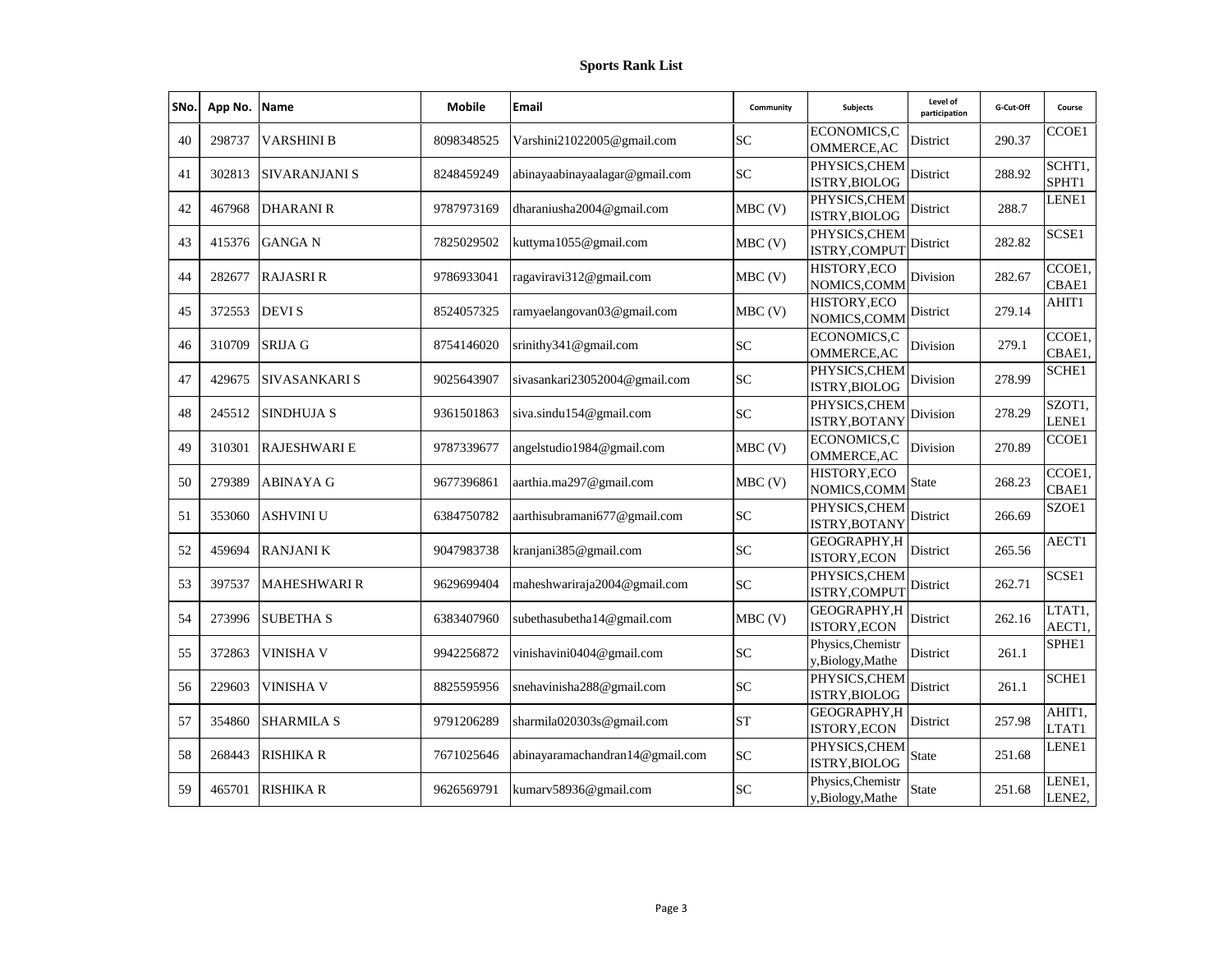# Sports Rank List

| SNo. | App No. | Name | Mobile | Email | Community | Subjects | Level of participation | G-Cut-Off | Course |
|---|---|---|---|---|---|---|---|---|---|
| 40 | 298737 | VARSHINI B | 8098348525 | Varshini21022005@gmail.com | SC | ECONOMICS,COMMERCE,AC | District | 290.37 | CCOE1 |
| 41 | 302813 | SIVARANJANI S | 8248459249 | abinayaabinayaalagar@gmail.com | SC | PHYSICS,CHEMISTRY,BIOLOG | District | 288.92 | SCHT1, SPHT1 |
| 42 | 467968 | DHARANI R | 9787973169 | dharaniusha2004@gmail.com | MBC (V) | PHYSICS,CHEMISTRY,BIOLOG | District | 288.7 | LENE1 |
| 43 | 415376 | GANGA N | 7825029502 | kuttyma1055@gmail.com | MBC (V) | PHYSICS,CHEMISTRY,COMPUT | District | 282.82 | SCSE1 |
| 44 | 282677 | RAJASRI R | 9786933041 | ragaviravi312@gmail.com | MBC (V) | HISTORY,ECONOMICS,COMM | Division | 282.67 | CCOE1, CBAE1 |
| 45 | 372553 | DEVI S | 8524057325 | ramyaelangovan03@gmail.com | MBC (V) | HISTORY,ECONOMICS,COMM | District | 279.14 | AHIT1 |
| 46 | 310709 | SRIJA G | 8754146020 | srinithy341@gmail.com | SC | ECONOMICS,COMMERCE,AC | Division | 279.1 | CCOE1, CBAE1, |
| 47 | 429675 | SIVASANKARI S | 9025643907 | sivasankari23052004@gmail.com | SC | PHYSICS,CHEMISTRY,BIOLOG | Division | 278.99 | SCHE1 |
| 48 | 245512 | SINDHUJA S | 9361501863 | siva.sindu154@gmail.com | SC | PHYSICS,CHEMISTRY,BOTANY | Division | 278.29 | SZOT1, LENE1 |
| 49 | 310301 | RAJESHWARI E | 9787339677 | angelstudio1984@gmail.com | MBC (V) | ECONOMICS,COMMERCE,AC | Division | 270.89 | CCOE1 |
| 50 | 279389 | ABINAYA G | 9677396861 | aarthia.ma297@gmail.com | MBC (V) | HISTORY,ECONOMICS,COMM | State | 268.23 | CCOE1, CBAE1 |
| 51 | 353060 | ASHVINI U | 6384750782 | aarthisubramani677@gmail.com | SC | PHYSICS,CHEMISTRY,BOTANY | District | 266.69 | SZOE1 |
| 52 | 459694 | RANJANI K | 9047983738 | kranjani385@gmail.com | SC | GEOGRAPHY,HISTORY,ECON | District | 265.56 | AECT1 |
| 53 | 397537 | MAHESHWARI R | 9629699404 | maheshwariraja2004@gmail.com | SC | PHYSICS,CHEMISTRY,COMPUT | District | 262.71 | SCSE1 |
| 54 | 273996 | SUBETHA S | 6383407960 | subethasubetha14@gmail.com | MBC (V) | GEOGRAPHY,HISTORY,ECON | District | 262.16 | LTAT1, AECT1, |
| 55 | 372863 | VINISHA V | 9942256872 | vinishavini0404@gmail.com | SC | Physics,Chemistry,Biology,Mathe | District | 261.1 | SPHE1 |
| 56 | 229603 | VINISHA V | 8825595956 | snehavinisha288@gmail.com | SC | PHYSICS,CHEMISTRY,BIOLOG | District | 261.1 | SCHE1 |
| 57 | 354860 | SHARMILA S | 9791206289 | sharmila020303s@gmail.com | ST | GEOGRAPHY,HISTORY,ECON | District | 257.98 | AHIT1, LTAT1 |
| 58 | 268443 | RISHIKA R | 7671025646 | abinayaramachandran14@gmail.com | SC | PHYSICS,CHEMISTRY,BIOLOG | State | 251.68 | LENE1 |
| 59 | 465701 | RISHIKA R | 9626569791 | kumarv58936@gmail.com | SC | Physics,Chemistry,Biology,Mathe | State | 251.68 | LENE1, LENE2, |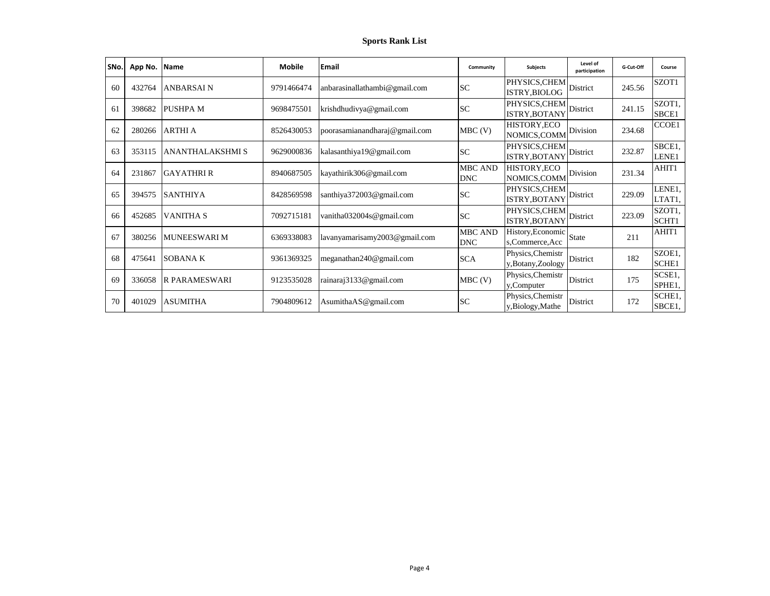**Sports Rank List**

| SNo. | App No. | Name | Mobile | Email | Community | Subjects | Level of participation | G-Cut-Off | Course |
|---|---|---|---|---|---|---|---|---|---|
| 60 | 432764 | ANBARSAI N | 9791466474 | anbarasinallathambi@gmail.com | SC | PHYSICS,CHEMISTRY,BIOLOG | District | 245.56 | SZOT1 |
| 61 | 398682 | PUSHPA M | 9698475501 | krishdhudivya@gmail.com | SC | PHYSICS,CHEMISTRY,BOTANY | District | 241.15 | SZOT1, SBCE1 |
| 62 | 280266 | ARTHI A | 8526430053 | poorasamianandharaj@gmail.com | MBC (V) | HISTORY,ECONOMICS,COMM | Division | 234.68 | CCOE1 |
| 63 | 353115 | ANANTHALAKSHMI S | 9629000836 | kalasanthiya19@gmail.com | SC | PHYSICS,CHEMISTRY,BOTANY | District | 232.87 | SBCE1, LENE1 |
| 64 | 231867 | GAYATHRI R | 8940687505 | kayathirik306@gmail.com | MBC AND DNC | HISTORY,ECONOMICS,COMM | Division | 231.34 | AHIT1 |
| 65 | 394575 | SANTHIYA | 8428569598 | santhiya372003@gmail.com | SC | PHYSICS,CHEMISTRY,BOTANY | District | 229.09 | LENE1, LTAT1, |
| 66 | 452685 | VANITHA S | 7092715181 | vanitha032004s@gmail.com | SC | PHYSICS,CHEMISTRY,BOTANY | District | 223.09 | SZOT1, SCHT1 |
| 67 | 380256 | MUNEESWARI M | 6369338083 | lavanyamarisamy2003@gmail.com | MBC AND DNC | History,Economics,Commerce,Acc | State | 211 | AHIT1 |
| 68 | 475641 | SOBANA K | 9361369325 | meganathan240@gmail.com | SCA | Physics,Chemistry,Botany,Zoology | District | 182 | SZOE1, SCHE1 |
| 69 | 336058 | R PARAMESWARI | 9123535028 | rainaraj3133@gmail.com | MBC (V) | Physics,Chemistry,Computer | District | 175 | SCSE1, SPHE1, |
| 70 | 401029 | ASUMITHA | 7904809612 | AsumithaAS@gmail.com | SC | Physics,Chemistry,Biology,Mathe | District | 172 | SCHE1, SBCE1, |